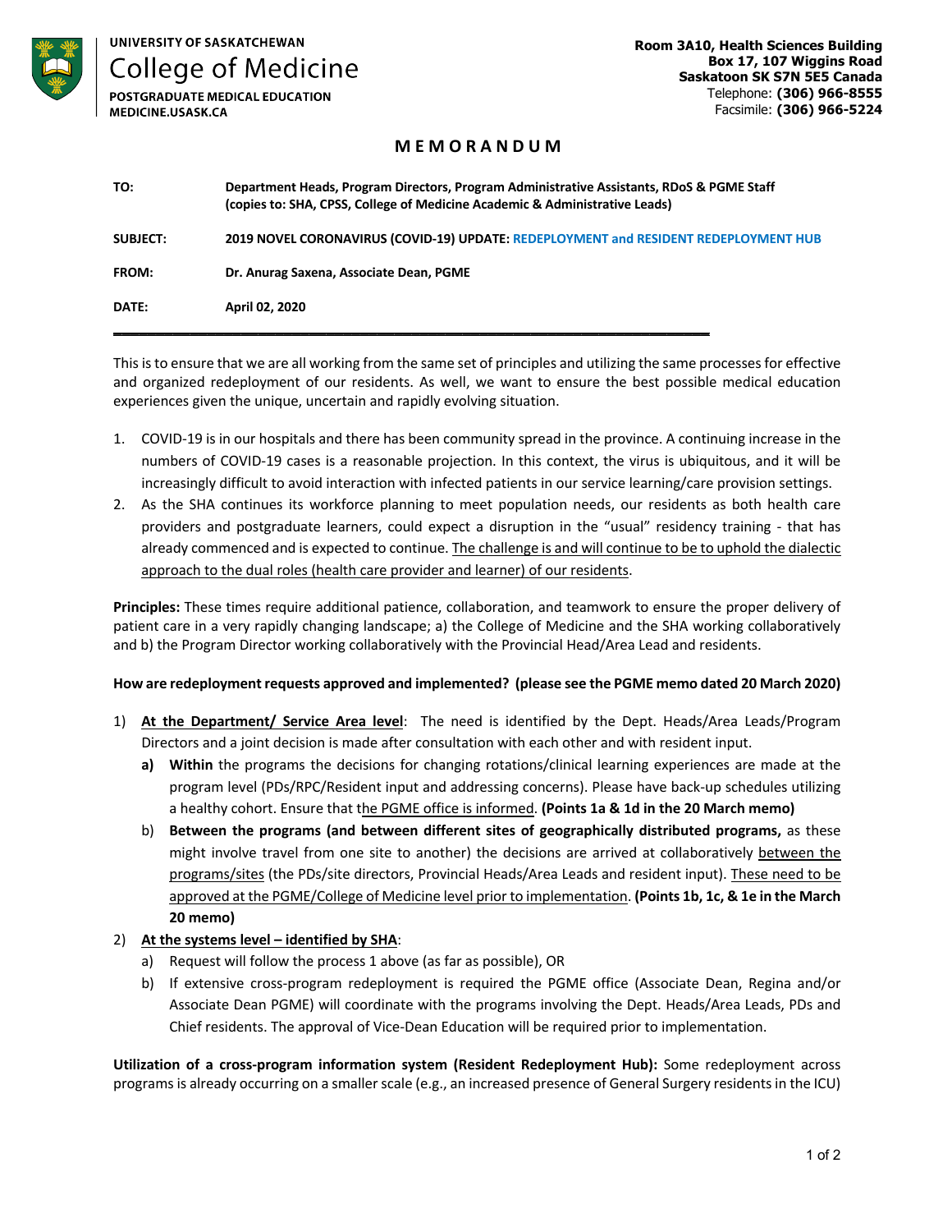UNIVERSITY OF SASKATCHEWAN
College of Medicine
POSTGRADUATE MEDICAL EDUCATION
MEDICINE.USASK.CA

**Room 3A10, Health Sciences Building**
**Box 17, 107 Wiggins Road**
**Saskatoon SK S7N 5E5 Canada**
Telephone: **(306) 966-8555**
Facsimile: **(306) 966-5224**

# MEMORANDUM

**TO:** **Department Heads, Program Directors, Program Administrative Assistants, RDoS & PGME Staff (copies to: SHA, CPSS, College of Medicine Academic & Administrative Leads)**

**SUBJECT:** **2019 NOVEL CORONAVIRUS (COVID-19) UPDATE: REDEPLOYMENT and RESIDENT REDEPLOYMENT HUB**

**FROM:** **Dr. Anurag Saxena, Associate Dean, PGME**

**DATE:** **April 02, 2020**

---

This is to ensure that we are all working from the same set of principles and utilizing the same processes for effective and organized redeployment of our residents. As well, we want to ensure the best possible medical education experiences given the unique, uncertain and rapidly evolving situation.

1. COVID-19 is in our hospitals and there has been community spread in the province. A continuing increase in the numbers of COVID-19 cases is a reasonable projection. In this context, the virus is ubiquitous, and it will be increasingly difficult to avoid interaction with infected patients in our service learning/care provision settings.
2. As the SHA continues its workforce planning to meet population needs, our residents as both health care providers and postgraduate learners, could expect a disruption in the "usual" residency training - that has already commenced and is expected to continue. The challenge is and will continue to be to uphold the dialectic approach to the dual roles (health care provider and learner) of our residents.

**Principles:** These times require additional patience, collaboration, and teamwork to ensure the proper delivery of patient care in a very rapidly changing landscape; a) the College of Medicine and the SHA working collaboratively and b) the Program Director working collaboratively with the Provincial Head/Area Lead and residents.

**How are redeployment requests approved and implemented? (please see the PGME memo dated 20 March 2020)**

1) **At the Department/ Service Area level**: The need is identified by the Dept. Heads/Area Leads/Program Directors and a joint decision is made after consultation with each other and with resident input.
   a) **Within** the programs the decisions for changing rotations/clinical learning experiences are made at the program level (PDs/RPC/Resident input and addressing concerns). Please have back-up schedules utilizing a healthy cohort. Ensure that the PGME office is informed. **(Points 1a & 1d in the 20 March memo)**
   b) **Between the programs (and between different sites of geographically distributed programs,** as these might involve travel from one site to another) the decisions are arrived at collaboratively between the programs/sites (the PDs/site directors, Provincial Heads/Area Leads and resident input). These need to be approved at the PGME/College of Medicine level prior to implementation. **(Points 1b, 1c, & 1e in the March 20 memo)**
2) **At the systems level – identified by SHA**:
   a) Request will follow the process 1 above (as far as possible), OR
   b) If extensive cross-program redeployment is required the PGME office (Associate Dean, Regina and/or Associate Dean PGME) will coordinate with the programs involving the Dept. Heads/Area Leads, PDs and Chief residents. The approval of Vice-Dean Education will be required prior to implementation.

**Utilization of a cross-program information system (Resident Redeployment Hub):** Some redeployment across programs is already occurring on a smaller scale (e.g., an increased presence of General Surgery residents in the ICU)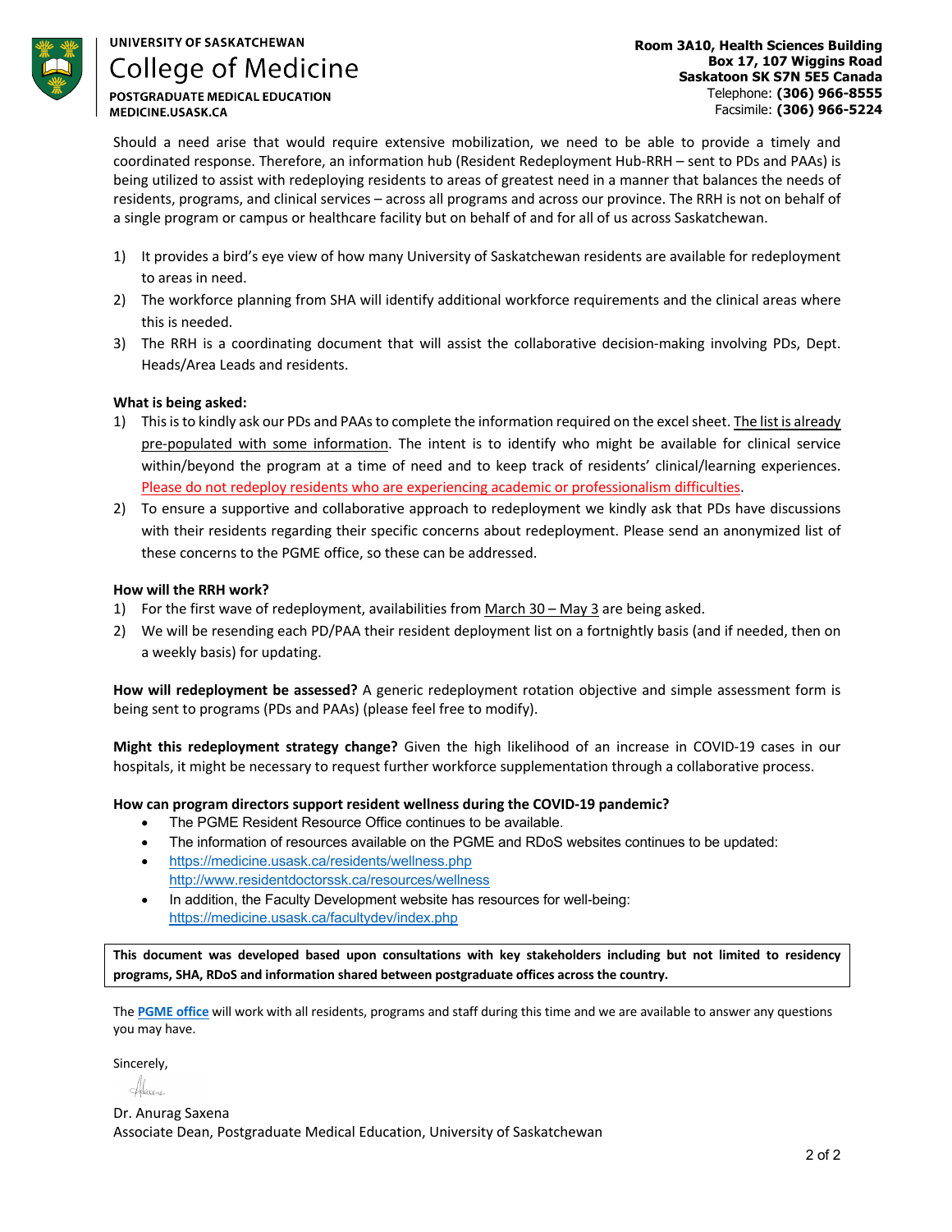Should a need arise that would require extensive mobilization, we need to be able to provide a timely and coordinated response. Therefore, an information hub (Resident Redeployment Hub-RRH – sent to PDs and PAAs) is being utilized to assist with redeploying residents to areas of greatest need in a manner that balances the needs of residents, programs, and clinical services – across all programs and across our province. The RRH is not on behalf of a single program or campus or healthcare facility but on behalf of and for all of us across Saskatchewan.

1) It provides a bird's eye view of how many University of Saskatchewan residents are available for redeployment to areas in need.
2) The workforce planning from SHA will identify additional workforce requirements and the clinical areas where this is needed.
3) The RRH is a coordinating document that will assist the collaborative decision-making involving PDs, Dept. Heads/Area Leads and residents.

**What is being asked:**

1) This is to kindly ask our PDs and PAAs to complete the information required on the excel sheet. The list is already pre-populated with some information. The intent is to identify who might be available for clinical service within/beyond the program at a time of need and to keep track of residents' clinical/learning experiences. Please do not redeploy residents who are experiencing academic or professionalism difficulties.
2) To ensure a supportive and collaborative approach to redeployment we kindly ask that PDs have discussions with their residents regarding their specific concerns about redeployment. Please send an anonymized list of these concerns to the PGME office, so these can be addressed.

**How will the RRH work?**

1) For the first wave of redeployment, availabilities from March 30 – May 3 are being asked.
2) We will be resending each PD/PAA their resident deployment list on a fortnightly basis (and if needed, then on a weekly basis) for updating.

**How will redeployment be assessed?** A generic redeployment rotation objective and simple assessment form is being sent to programs (PDs and PAAs) (please feel free to modify).

**Might this redeployment strategy change?** Given the high likelihood of an increase in COVID-19 cases in our hospitals, it might be necessary to request further workforce supplementation through a collaborative process.

**How can program directors support resident wellness during the COVID-19 pandemic?**

- The PGME Resident Resource Office continues to be available.
- The information of resources available on the PGME and RDoS websites continues to be updated:
- https://medicine.usask.ca/residents/wellness.php
  http://www.residentdoctorssk.ca/resources/wellness
- In addition, the Faculty Development website has resources for well-being: https://medicine.usask.ca/facultydev/index.php

**This document was developed based upon consultations with key stakeholders including but not limited to residency programs, SHA, RDoS and information shared between postgraduate offices across the country.**

The **PGME office** will work with all residents, programs and staff during this time and we are available to answer any questions you may have.

Sincerely,

Dr. Anurag Saxena
Associate Dean, Postgraduate Medical Education, University of Saskatchewan